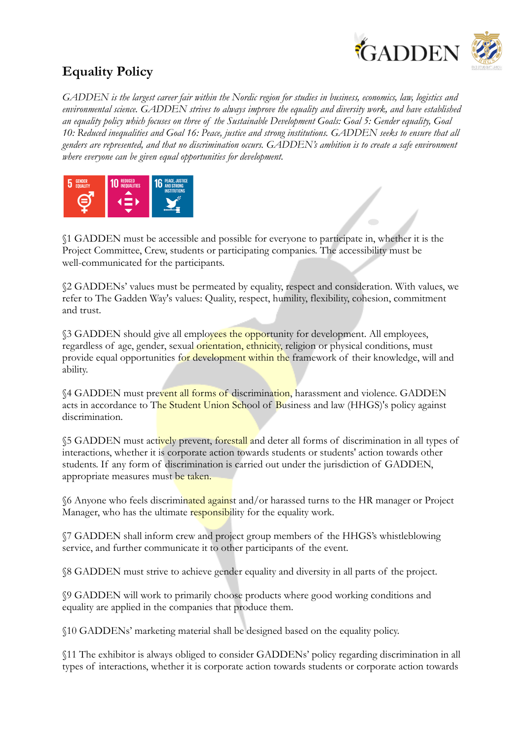# Equality Policy

*GADDEN is the largest career fair within the Nordic region for studies in business, economics, law, logistics and environmental science. GADDEN strives to always improve the equality and diversity work, and have established an equality policy which focuses on three of the Sustainable Development Goals: Goal 5: Gender equality, Goal 10: Reduced inequalities and Goal 16: Peace, justice and strong institutions. GADDEN seeks to ensure that all genders are represented, and that no discrimination occurs. GADDEN's ambition is to create a safe environment where everyone can be given equal opportunities for development.*

§1 GADDEN must be accessible and possible for everyone to participate in, whether it is the Project Committee, Crew, students or participating companies. The accessibility must be well-communicated for the participants.

§2 GADDENs' values must be permeated by equality, respect and consideration. With values, we refer to The Gadden Way's values: Quality, respect, humility, flexibility, cohesion, commitment and trust.

§3 GADDEN should give all employees the opportunity for development. All employees, regardless of age, gender, sexual orientation, ethnicity, religion or physical conditions, must provide equal opportunities for development within the framework of their knowledge, will and ability.

§4 GADDEN must prevent all forms of discrimination, harassment and violence. GADDEN acts in accordance to The Student Union School of Business and law (HHGS)'s policy against discrimination.

§5 GADDEN must actively prevent, forestall and deter all forms of discrimination in all types of interactions, whether it is corporate action towards students or students' action towards other students. If any form of discrimination is carried out under the jurisdiction of GADDEN, appropriate measures must be taken.

§6 Anyone who feels discriminated against and/or harassed turns to the HR manager or Project Manager, who has the ultimate responsibility for the equality work.

§7 GADDEN shall inform crew and project group members of the HHGS's whistleblowing service, and further communicate it to other participants of the event.

§8 GADDEN must strive to achieve gender equality and diversity in all parts of the project.

§9 GADDEN will work to primarily choose products where good working conditions and equality are applied in the companies that produce them.

§10 GADDENs' marketing material shall be designed based on the equality policy.

§11 The exhibitor is always obliged to consider GADDENs' policy regarding discrimination in all types of interactions, whether it is corporate action towards students or corporate action towards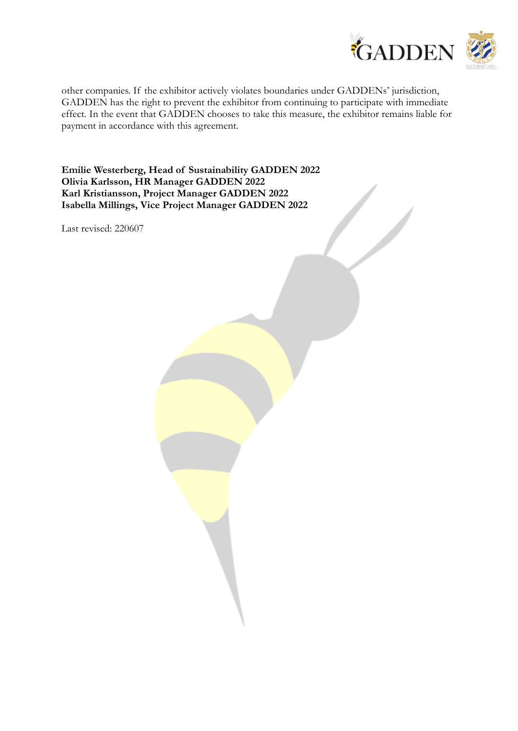other companies. If the exhibitor actively violates boundaries under GADDENs' jurisdiction, GADDEN has the right to prevent the exhibitor from continuing to participate with immediate effect. In the event that GADDEN chooses to take this measure, the exhibitor remains liable for payment in accordance with this agreement.

**Emilie Westerberg, Head of Sustainability GADDEN 2022**
**Olivia Karlsson, HR Manager GADDEN 2022**
**Karl Kristiansson, Project Manager GADDEN 2022**
**Isabella Millings, Vice Project Manager GADDEN 2022**

Last revised: 220607